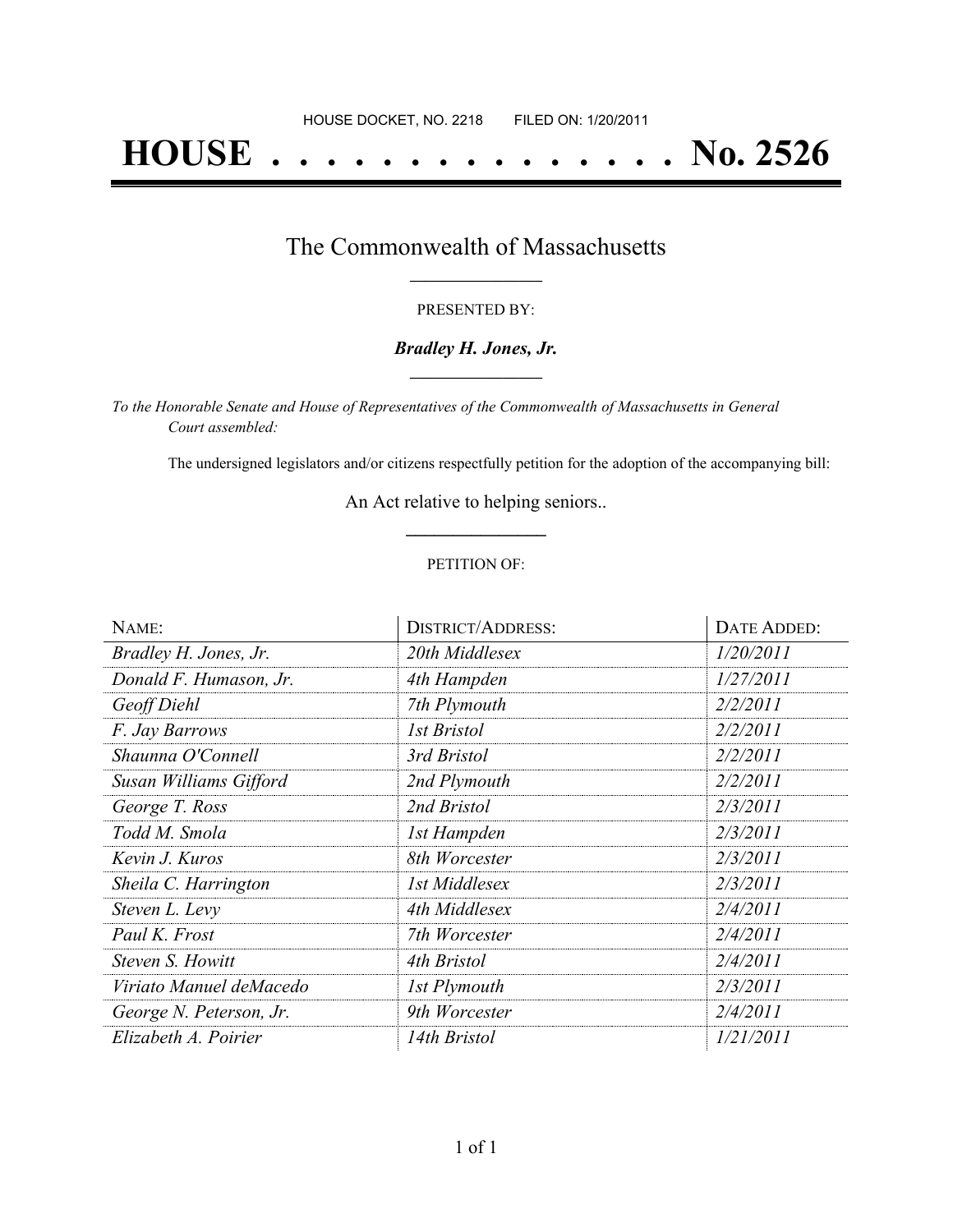HOUSE DOCKET, NO. 2218 FILED ON: 1/20/2011

# HOUSE . . . . . . . . . . . . . . . No. 2526

## The Commonwealth of Massachusetts

PRESENTED BY:

***Bradley H. Jones, Jr.***

*To the Honorable Senate and House of Representatives of the Commonwealth of Massachusetts in General Court assembled:*

The undersigned legislators and/or citizens respectfully petition for the adoption of the accompanying bill:

An Act relative to helping seniors..

PETITION OF:

| NAME: | DISTRICT/ADDRESS: | DATE ADDED: |
|---|---|---|
| *Bradley H. Jones, Jr.* | *20th Middlesex* | *1/20/2011* |
| *Donald F. Humason, Jr.* | *4th Hampden* | *1/27/2011* |
| *Geoff Diehl* | *7th Plymouth* | *2/2/2011* |
| *F. Jay Barrows* | *1st Bristol* | *2/2/2011* |
| *Shaunna O'Connell* | *3rd Bristol* | *2/2/2011* |
| *Susan Williams Gifford* | *2nd Plymouth* | *2/2/2011* |
| *George T. Ross* | *2nd Bristol* | *2/3/2011* |
| *Todd M. Smola* | *1st Hampden* | *2/3/2011* |
| *Kevin J. Kuros* | *8th Worcester* | *2/3/2011* |
| *Sheila C. Harrington* | *1st Middlesex* | *2/3/2011* |
| *Steven L. Levy* | *4th Middlesex* | *2/4/2011* |
| *Paul K. Frost* | *7th Worcester* | *2/4/2011* |
| *Steven S. Howitt* | *4th Bristol* | *2/4/2011* |
| *Viriato Manuel deMacedo* | *1st Plymouth* | *2/3/2011* |
| *George N. Peterson, Jr.* | *9th Worcester* | *2/4/2011* |
| *Elizabeth A. Poirier* | *14th Bristol* | *1/21/2011* |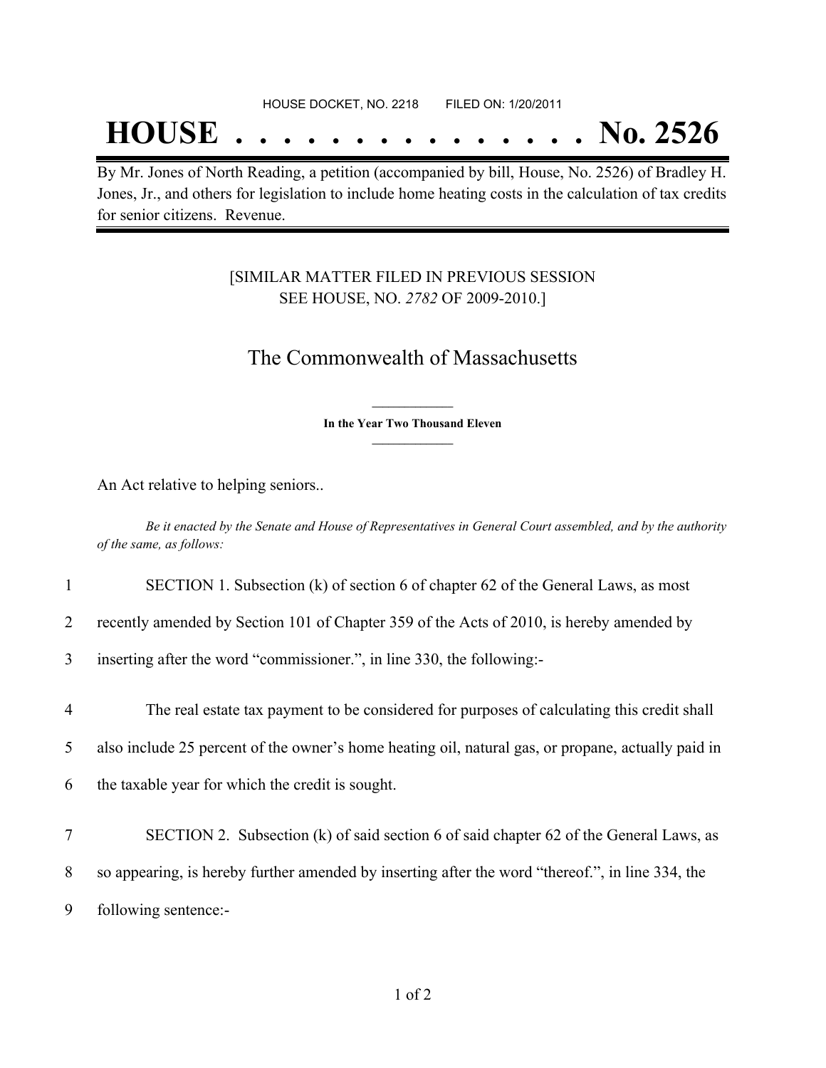HOUSE DOCKET, NO. 2218        FILED ON: 1/20/2011

# HOUSE . . . . . . . . . . . . . . . No. 2526

By Mr. Jones of North Reading, a petition (accompanied by bill, House, No. 2526) of Bradley H. Jones, Jr., and others for legislation to include home heating costs in the calculation of tax credits for senior citizens. Revenue.

[SIMILAR MATTER FILED IN PREVIOUS SESSION SEE HOUSE, NO. *2782* OF 2009-2010.]

## The Commonwealth of Massachusetts

**In the Year Two Thousand Eleven**

An Act relative to helping seniors..

*Be it enacted by the Senate and House of Representatives in General Court assembled, and by the authority of the same, as follows:*

1 SECTION 1. Subsection (k) of section 6 of chapter 62 of the General Laws, as most
2 recently amended by Section 101 of Chapter 359 of the Acts of 2010, is hereby amended by
3 inserting after the word "commissioner.", in line 330, the following:-

4 The real estate tax payment to be considered for purposes of calculating this credit shall
5 also include 25 percent of the owner's home heating oil, natural gas, or propane, actually paid in
6 the taxable year for which the credit is sought.

7 SECTION 2. Subsection (k) of said section 6 of said chapter 62 of the General Laws, as
8 so appearing, is hereby further amended by inserting after the word "thereof.", in line 334, the
9 following sentence:-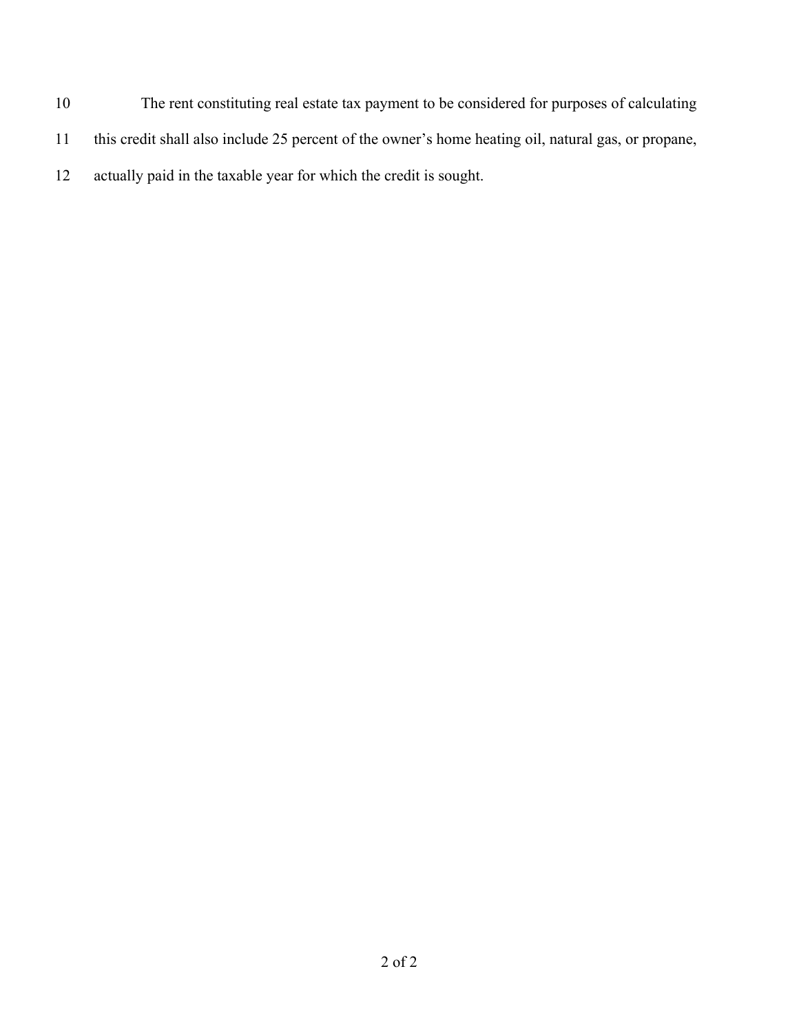The rent constituting real estate tax payment to be considered for purposes of calculating this credit shall also include 25 percent of the owner's home heating oil, natural gas, or propane, actually paid in the taxable year for which the credit is sought.